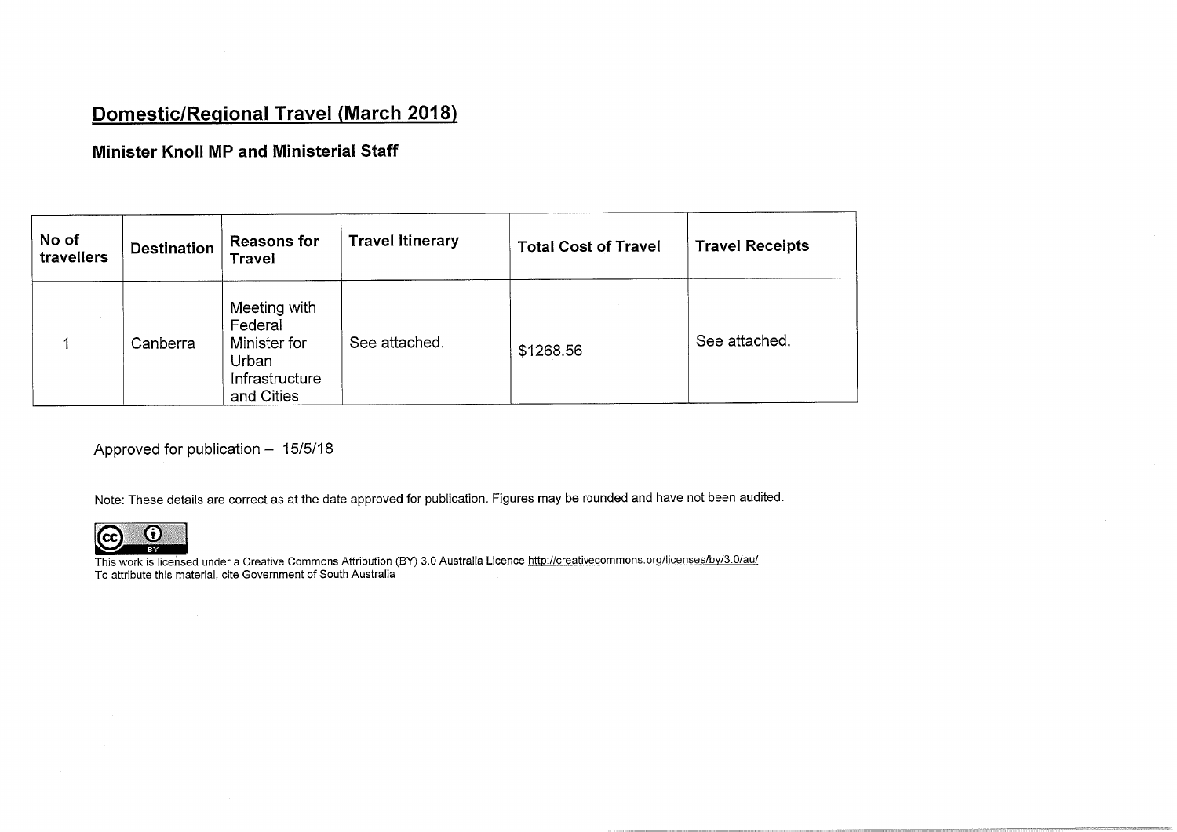## Domestic/Regional Travel (March 2018)

### Minister Knoll MP and Ministerial Staff

| No of travellers | Destination | Reasons for Travel | Travel Itinerary | Total Cost of Travel | Travel Receipts |
|---|---|---|---|---|---|
| 1 | Canberra | Meeting with Federal Minister for Urban Infrastructure and Cities | See attached. | $1268.56 | See attached. |

Approved for publication – 15/5/18

Note: These details are correct as at the date approved for publication. Figures may be rounded and have not been audited.

This work is licensed under a Creative Commons Attribution (BY) 3.0 Australia Licence http://creativecommons.org/licenses/by/3.0/au/
To attribute this material, cite Government of South Australia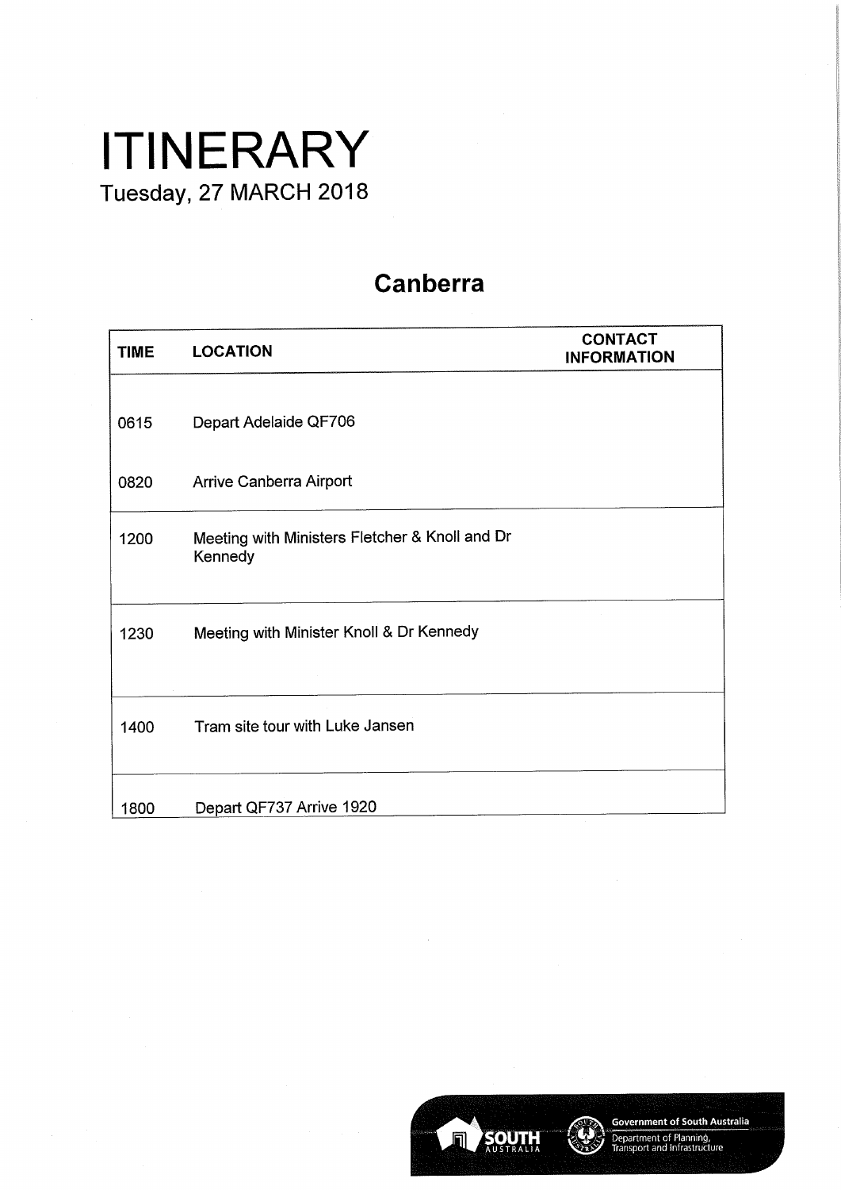# ITINERARY

Tuesday, 27 MARCH 2018

## Canberra

| TIME | LOCATION | CONTACT INFORMATION |
|---|---|---|
| 0615 | Depart Adelaide QF706 | |
| 0820 | Arrive Canberra Airport | |
| 1200 | Meeting with Ministers Fletcher & Knoll and Dr Kennedy | |
| 1230 | Meeting with Minister Knoll & Dr Kennedy | |
| 1400 | Tram site tour with Luke Jansen | |
| 1800 | Depart QF737 Arrive 1920 | |

Government of South Australia
Department of Planning, Transport and Infrastructure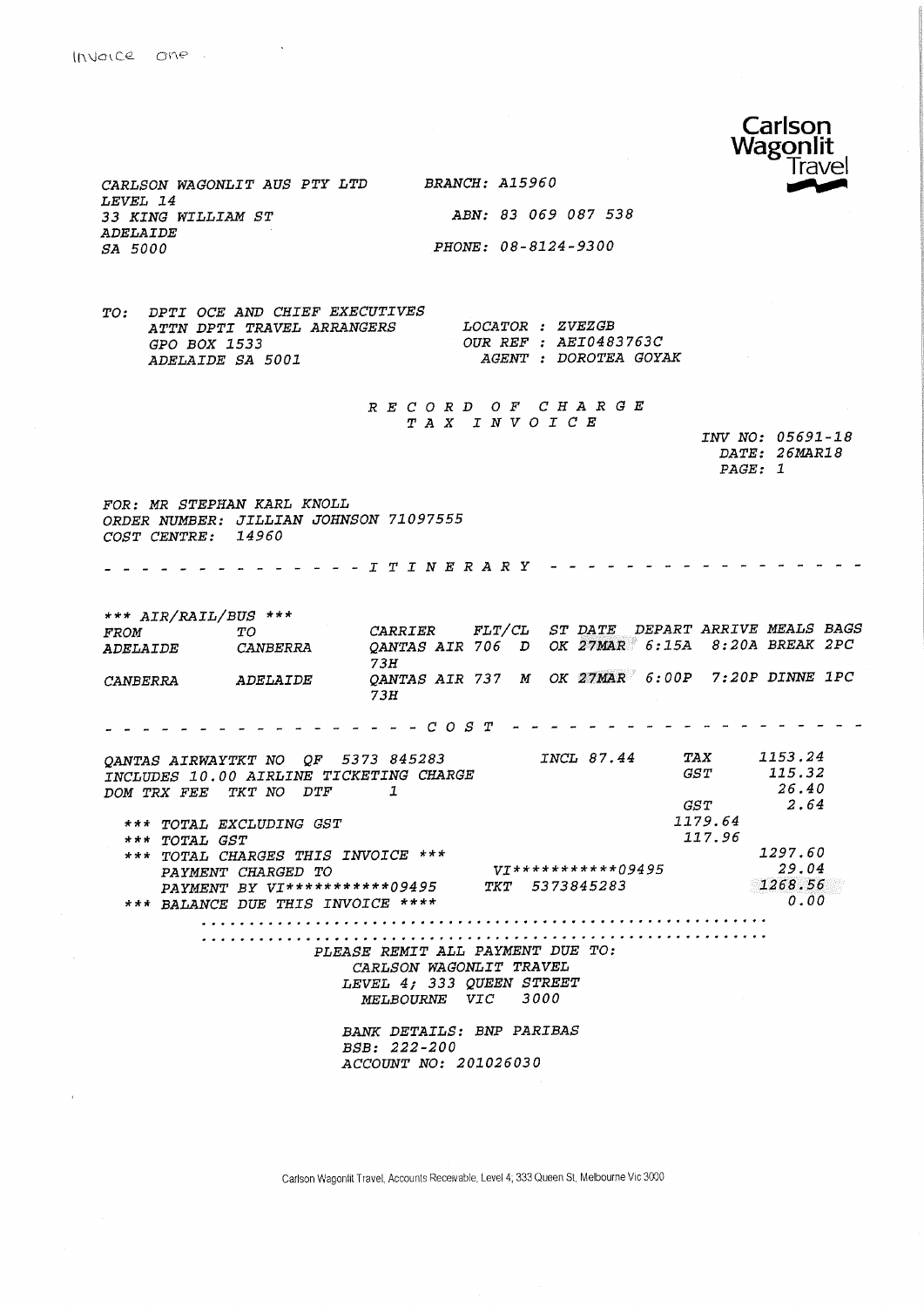Invoice one

Carlson Wagonlit Travel

CARLSON WAGONLIT AUS PTY LTD
LEVEL 14
33 KING WILLIAM ST
ADELAIDE
SA 5000

BRANCH: A15960

ABN: 83 069 087 538

PHONE: 08-8124-9300

TO: DPTI OCE AND CHIEF EXECUTIVES
ATTN DPTI TRAVEL ARRANGERS
GPO BOX 1533
ADELAIDE SA 5001

LOCATOR : ZVEZGB
OUR REF : AEI0483763C
AGENT : DOROTEA GOYAK

# RECORD OF CHARGE
## TAX INVOICE

INV NO: 05691-18
DATE: 26MAR18
PAGE: 1

FOR: MR STEPHAN KARL KNOLL
ORDER NUMBER: JILLIAN JOHNSON 71097555
COST CENTRE: 14960

## ITINERARY

*** AIR/RAIL/BUS ***

| FROM | TO | CARRIER | FLT/CL | ST | DATE | DEPART | ARRIVE | MEALS | BAGS |
|---|---|---|---|---|---|---|---|---|---|
| ADELAIDE | CANBERRA | QANTAS AIR 706 73H | D | OK | 27MAR | 6:15A | 8:20A | BREAK | 2PC |
| CANBERRA | ADELAIDE | QANTAS AIR 737 73H | M | OK | 27MAR | 6:00P | 7:20P | DINNE | 1PC |

## COST

| | | | |
|---|---|---|---|
| QANTAS AIRWAYTKT NO QF 5373 845283 | INCL 87.44 | TAX | 1153.24 |
| INCLUDES 10.00 AIRLINE TICKETING CHARGE | | GST | 115.32 |
| DOM TRX FEE TKT NO DTF 1 | | | 26.40 |
| | | GST | 2.64 |
| *** TOTAL EXCLUDING GST | | 1179.64 | |
| *** TOTAL GST | | 117.96 | |
| *** TOTAL CHARGES THIS INVOICE *** | | | 1297.60 |
| PAYMENT CHARGED TO | VI***********09495 | | 29.04 |
| PAYMENT BY VI***********09495 | TKT 5373845283 | | 1268.56 |
| *** BALANCE DUE THIS INVOICE **** | | | 0.00 |

PLEASE REMIT ALL PAYMENT DUE TO:
CARLSON WAGONLIT TRAVEL
LEVEL 4; 333 QUEEN STREET
MELBOURNE VIC 3000

BANK DETAILS: BNP PARIBAS
BSB: 222-200
ACCOUNT NO: 201026030

Carlson Wagonlit Travel, Accounts Receivable, Level 4; 333 Queen St, Melbourne Vic 3000